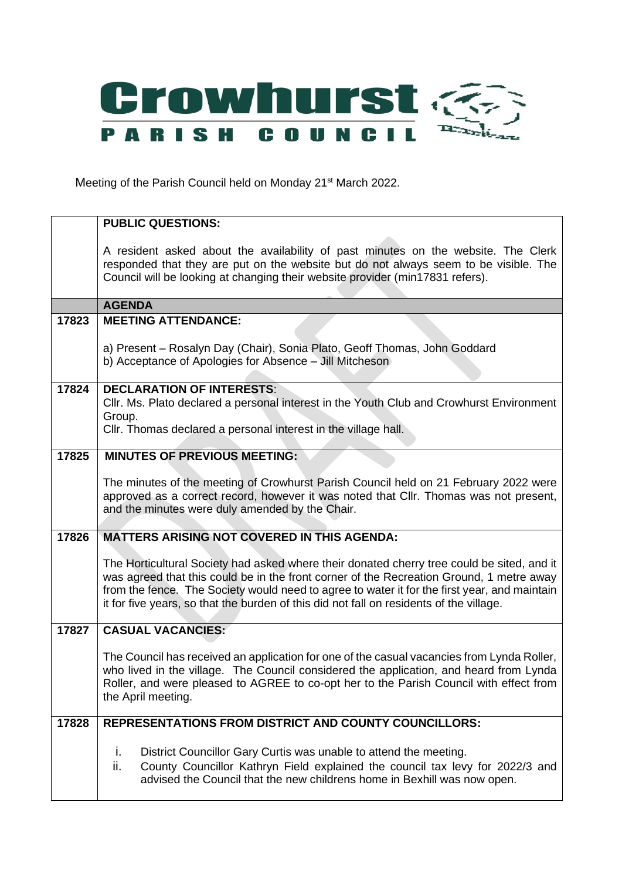# Crowhurst

## PARISH COUNCIL

Meeting of the Parish Council held on Monday 21st March 2022.

| | |
|---|---|
| | **PUBLIC QUESTIONS:**<br><br>A resident asked about the availability of past minutes on the website. The Clerk responded that they are put on the website but do not always seem to be visible. The Council will be looking at changing their website provider (min17831 refers). |
| | **AGENDA** |
| 17823 | **MEETING ATTENDANCE:**<br><br>a) Present – Rosalyn Day (Chair), Sonia Plato, Geoff Thomas, John Goddard<br>b) Acceptance of Apologies for Absence – Jill Mitcheson |
| 17824 | **DECLARATION OF INTERESTS**:<br>Cllr. Ms. Plato declared a personal interest in the Youth Club and Crowhurst Environment Group.<br>Cllr. Thomas declared a personal interest in the village hall. |
| 17825 | **MINUTES OF PREVIOUS MEETING:**<br><br>The minutes of the meeting of Crowhurst Parish Council held on 21 February 2022 were approved as a correct record, however it was noted that Cllr. Thomas was not present, and the minutes were duly amended by the Chair. |
| 17826 | **MATTERS ARISING NOT COVERED IN THIS AGENDA:**<br><br>The Horticultural Society had asked where their donated cherry tree could be sited, and it was agreed that this could be in the front corner of the Recreation Ground, 1 metre away from the fence. The Society would need to agree to water it for the first year, and maintain it for five years, so that the burden of this did not fall on residents of the village. |
| 17827 | **CASUAL VACANCIES:**<br><br>The Council has received an application for one of the casual vacancies from Lynda Roller, who lived in the village. The Council considered the application, and heard from Lynda Roller, and were pleased to AGREE to co-opt her to the Parish Council with effect from the April meeting. |
| 17828 | **REPRESENTATIONS FROM DISTRICT AND COUNTY COUNCILLORS:**<br><br>i. District Councillor Gary Curtis was unable to attend the meeting.<br>ii. County Councillor Kathryn Field explained the council tax levy for 2022/3 and advised the Council that the new childrens home in Bexhill was now open. |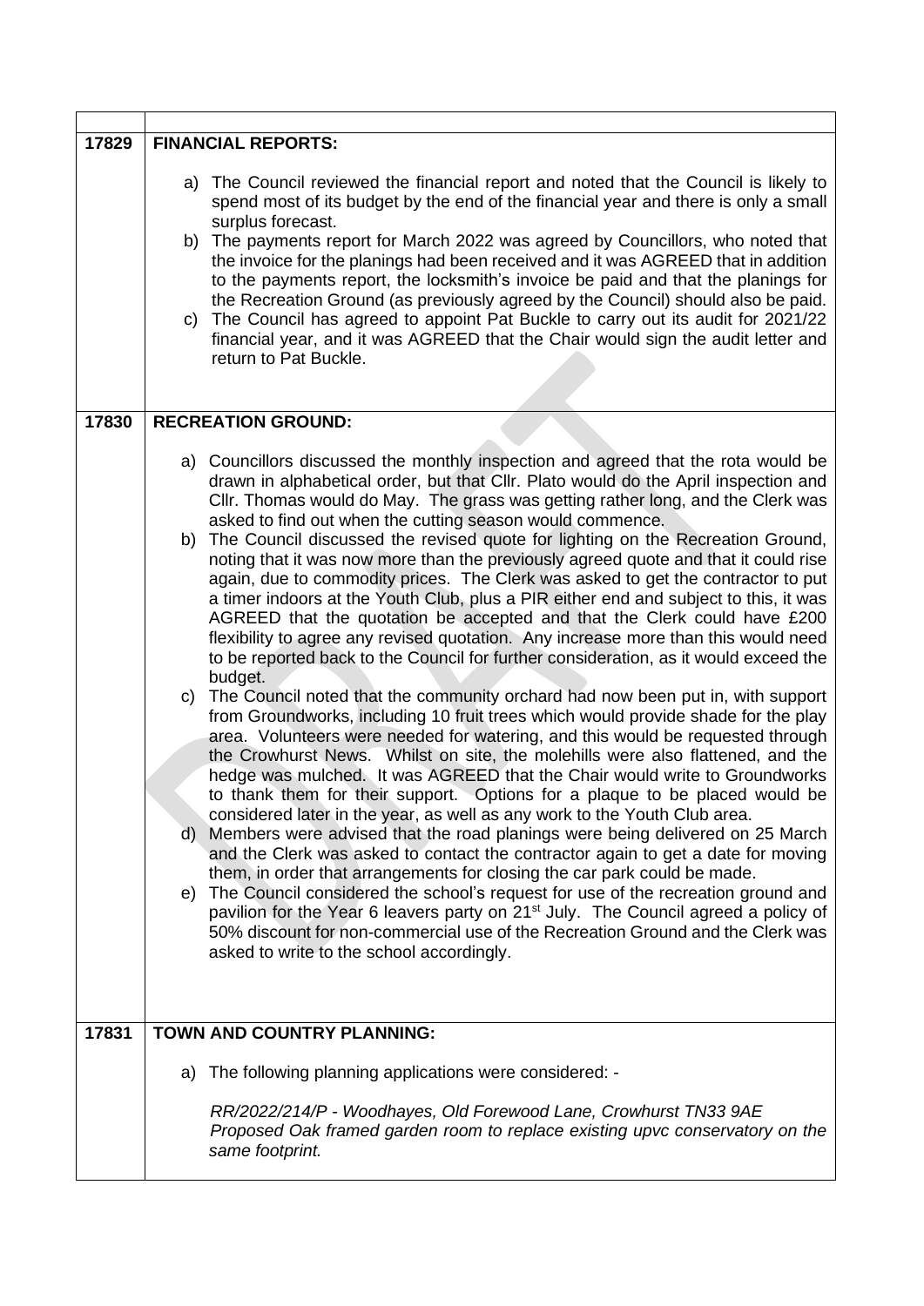| | |
|---|---|
| **17829** | **FINANCIAL REPORTS:**<br><br>a) The Council reviewed the financial report and noted that the Council is likely to spend most of its budget by the end of the financial year and there is only a small surplus forecast.<br>b) The payments report for March 2022 was agreed by Councillors, who noted that the invoice for the planings had been received and it was AGREED that in addition to the payments report, the locksmith's invoice be paid and that the planings for the Recreation Ground (as previously agreed by the Council) should also be paid.<br>c) The Council has agreed to appoint Pat Buckle to carry out its audit for 2021/22 financial year, and it was AGREED that the Chair would sign the audit letter and return to Pat Buckle. |
| **17830** | **RECREATION GROUND:**<br><br>a) Councillors discussed the monthly inspection and agreed that the rota would be drawn in alphabetical order, but that Cllr. Plato would do the April inspection and Cllr. Thomas would do May. The grass was getting rather long, and the Clerk was asked to find out when the cutting season would commence.<br>b) The Council discussed the revised quote for lighting on the Recreation Ground, noting that it was now more than the previously agreed quote and that it could rise again, due to commodity prices. The Clerk was asked to get the contractor to put a timer indoors at the Youth Club, plus a PIR either end and subject to this, it was AGREED that the quotation be accepted and that the Clerk could have £200 flexibility to agree any revised quotation. Any increase more than this would need to be reported back to the Council for further consideration, as it would exceed the budget.<br>c) The Council noted that the community orchard had now been put in, with support from Groundworks, including 10 fruit trees which would provide shade for the play area. Volunteers were needed for watering, and this would be requested through the Crowhurst News. Whilst on site, the molehills were also flattened, and the hedge was mulched. It was AGREED that the Chair would write to Groundworks to thank them for their support. Options for a plaque to be placed would be considered later in the year, as well as any work to the Youth Club area.<br>d) Members were advised that the road planings were being delivered on 25 March and the Clerk was asked to contact the contractor again to get a date for moving them, in order that arrangements for closing the car park could be made.<br>e) The Council considered the school's request for use of the recreation ground and pavilion for the Year 6 leavers party on 21st July. The Council agreed a policy of 50% discount for non-commercial use of the Recreation Ground and the Clerk was asked to write to the school accordingly. |
| **17831** | **TOWN AND COUNTRY PLANNING:**<br><br>a) The following planning applications were considered: -<br><br>*RR/2022/214/P - Woodhayes, Old Forewood Lane, Crowhurst TN33 9AE*<br>*Proposed Oak framed garden room to replace existing upvc conservatory on the same footprint.* |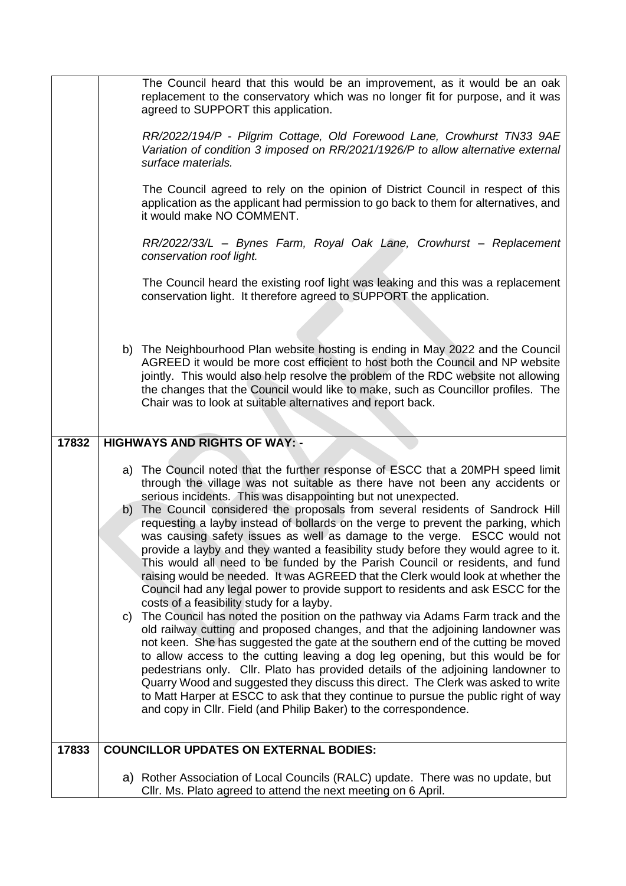| | |
|---|---|
| | The Council heard that this would be an improvement, as it would be an oak replacement to the conservatory which was no longer fit for purpose, and it was agreed to SUPPORT this application.<br><br>*RR/2022/194/P - Pilgrim Cottage, Old Forewood Lane, Crowhurst TN33 9AE Variation of condition 3 imposed on RR/2021/1926/P to allow alternative external surface materials.*<br><br>The Council agreed to rely on the opinion of District Council in respect of this application as the applicant had permission to go back to them for alternatives, and it would make NO COMMENT.<br><br>*RR/2022/33/L – Bynes Farm, Royal Oak Lane, Crowhurst – Replacement conservation roof light.*<br><br>The Council heard the existing roof light was leaking and this was a replacement conservation light. It therefore agreed to SUPPORT the application.<br><br>b) The Neighbourhood Plan website hosting is ending in May 2022 and the Council AGREED it would be more cost efficient to host both the Council and NP website jointly. This would also help resolve the problem of the RDC website not allowing the changes that the Council would like to make, such as Councillor profiles. The Chair was to look at suitable alternatives and report back. |
| **17832** | **HIGHWAYS AND RIGHTS OF WAY: -** |
| | a) The Council noted that the further response of ESCC that a 20MPH speed limit through the village was not suitable as there have not been any accidents or serious incidents. This was disappointing but not unexpected.<br>b) The Council considered the proposals from several residents of Sandrock Hill requesting a layby instead of bollards on the verge to prevent the parking, which was causing safety issues as well as damage to the verge. ESCC would not provide a layby and they wanted a feasibility study before they would agree to it. This would all need to be funded by the Parish Council or residents, and fund raising would be needed. It was AGREED that the Clerk would look at whether the Council had any legal power to provide support to residents and ask ESCC for the costs of a feasibility study for a layby.<br>c) The Council has noted the position on the pathway via Adams Farm track and the old railway cutting and proposed changes, and that the adjoining landowner was not keen. She has suggested the gate at the southern end of the cutting be moved to allow access to the cutting leaving a dog leg opening, but this would be for pedestrians only. Cllr. Plato has provided details of the adjoining landowner to Quarry Wood and suggested they discuss this direct. The Clerk was asked to write to Matt Harper at ESCC to ask that they continue to pursue the public right of way and copy in Cllr. Field (and Philip Baker) to the correspondence. |
| **17833** | **COUNCILLOR UPDATES ON EXTERNAL BODIES:** |
| | a) Rother Association of Local Councils (RALC) update. There was no update, but Cllr. Ms. Plato agreed to attend the next meeting on 6 April. |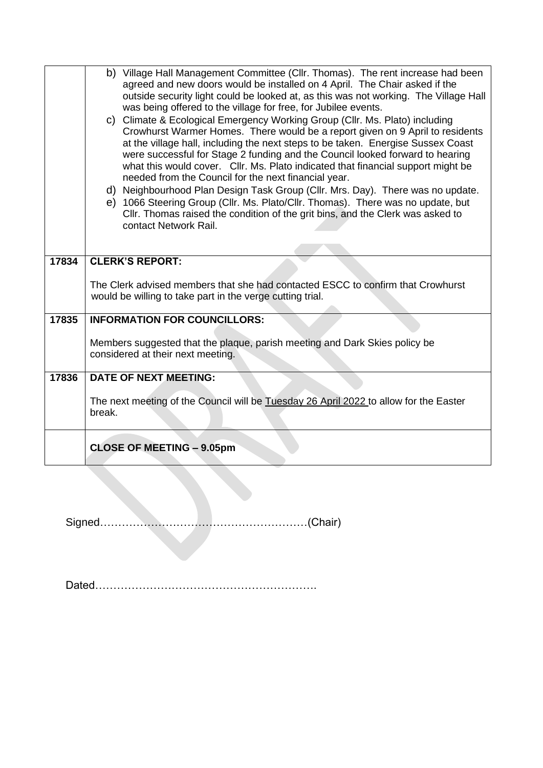| | |
|---|---|
| | b) Village Hall Management Committee (Cllr. Thomas). The rent increase had been agreed and new doors would be installed on 4 April. The Chair asked if the outside security light could be looked at, as this was not working. The Village Hall was being offered to the village for free, for Jubilee events.<br>c) Climate & Ecological Emergency Working Group (Cllr. Ms. Plato) including Crowhurst Warmer Homes. There would be a report given on 9 April to residents at the village hall, including the next steps to be taken. Energise Sussex Coast were successful for Stage 2 funding and the Council looked forward to hearing what this would cover. Cllr. Ms. Plato indicated that financial support might be needed from the Council for the next financial year.<br>d) Neighbourhood Plan Design Task Group (Cllr. Mrs. Day). There was no update.<br>e) 1066 Steering Group (Cllr. Ms. Plato/Cllr. Thomas). There was no update, but Cllr. Thomas raised the condition of the grit bins, and the Clerk was asked to contact Network Rail. |
| **17834** | **CLERK'S REPORT:**<br><br>The Clerk advised members that she had contacted ESCC to confirm that Crowhurst would be willing to take part in the verge cutting trial. |
| **17835** | **INFORMATION FOR COUNCILLORS:**<br><br>Members suggested that the plaque, parish meeting and Dark Skies policy be considered at their next meeting. |
| **17836** | **DATE OF NEXT MEETING:**<br><br>The next meeting of the Council will be Tuesday 26 April 2022 to allow for the Easter break. |
| | **CLOSE OF MEETING – 9.05pm** |

Signed…………………………………………………(Chair)

Dated…………………………………………………….